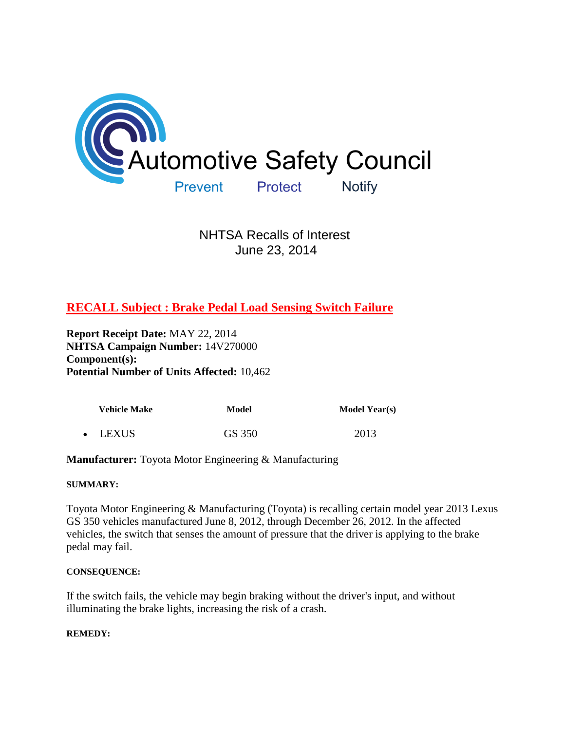Automotive Safety Council

Prevent Protect Notify

NHTSA Recalls of Interest
June 23, 2014

## RECALL Subject : Brake Pedal Load Sensing Switch Failure

**Report Receipt Date:** MAY 22, 2014
**NHTSA Campaign Number:** 14V270000
**Component(s):**
**Potential Number of Units Affected:** 10,462

| Vehicle Make | Model | Model Year(s) |
|---|---|---|
| • LEXUS | GS 350 | 2013 |

**Manufacturer:** Toyota Motor Engineering & Manufacturing

**SUMMARY:**

Toyota Motor Engineering & Manufacturing (Toyota) is recalling certain model year 2013 Lexus GS 350 vehicles manufactured June 8, 2012, through December 26, 2012. In the affected vehicles, the switch that senses the amount of pressure that the driver is applying to the brake pedal may fail.

**CONSEQUENCE:**

If the switch fails, the vehicle may begin braking without the driver's input, and without illuminating the brake lights, increasing the risk of a crash.

**REMEDY:**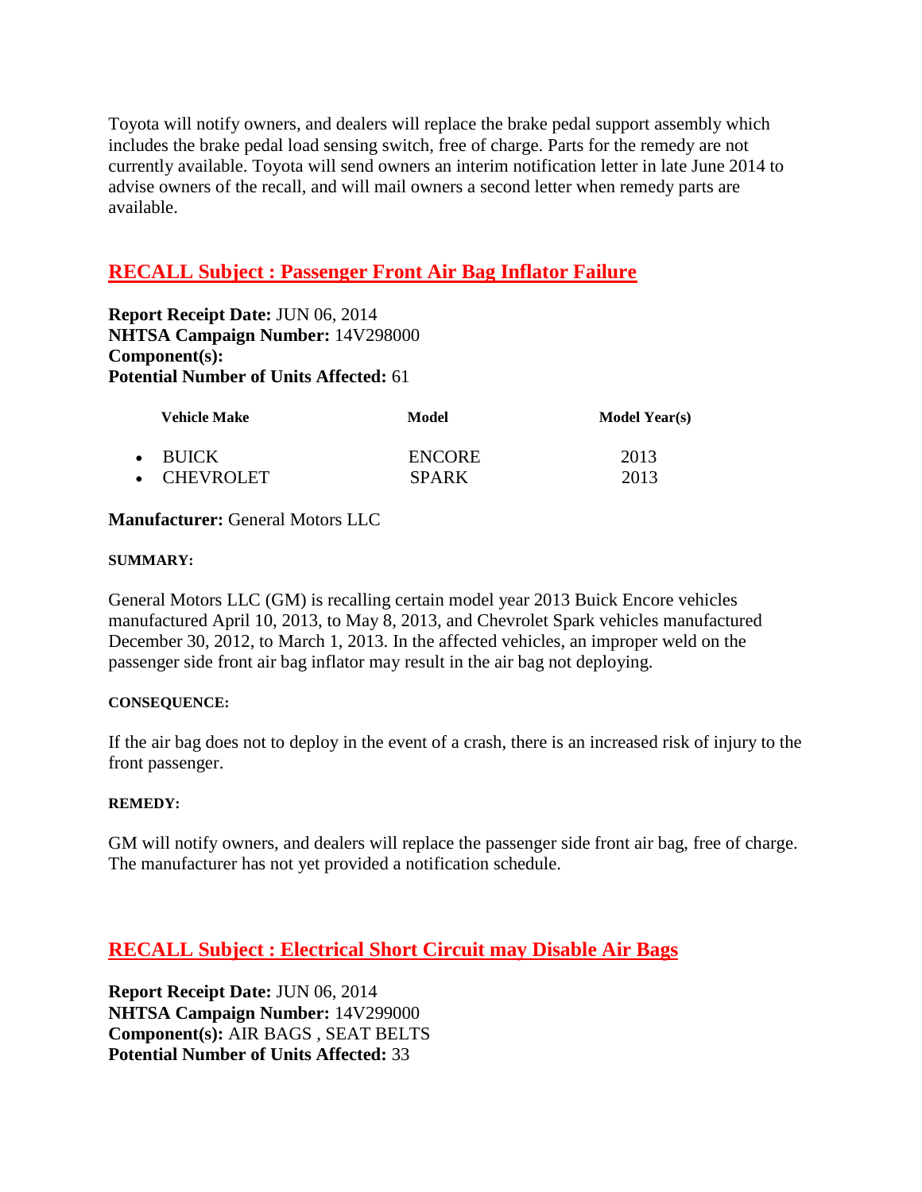Toyota will notify owners, and dealers will replace the brake pedal support assembly which includes the brake pedal load sensing switch, free of charge. Parts for the remedy are not currently available. Toyota will send owners an interim notification letter in late June 2014 to advise owners of the recall, and will mail owners a second letter when remedy parts are available.

## RECALL Subject : Passenger Front Air Bag Inflator Failure

**Report Receipt Date:** JUN 06, 2014
**NHTSA Campaign Number:** 14V298000
**Component(s):**
**Potential Number of Units Affected:** 61

| Vehicle Make | Model | Model Year(s) |
|---|---|---|
| • BUICK | ENCORE | 2013 |
| • CHEVROLET | SPARK | 2013 |

**Manufacturer:** General Motors LLC

**SUMMARY:**

General Motors LLC (GM) is recalling certain model year 2013 Buick Encore vehicles manufactured April 10, 2013, to May 8, 2013, and Chevrolet Spark vehicles manufactured December 30, 2012, to March 1, 2013. In the affected vehicles, an improper weld on the passenger side front air bag inflator may result in the air bag not deploying.

**CONSEQUENCE:**

If the air bag does not to deploy in the event of a crash, there is an increased risk of injury to the front passenger.

**REMEDY:**

GM will notify owners, and dealers will replace the passenger side front air bag, free of charge. The manufacturer has not yet provided a notification schedule.

## RECALL Subject : Electrical Short Circuit may Disable Air Bags

**Report Receipt Date:** JUN 06, 2014
**NHTSA Campaign Number:** 14V299000
**Component(s):** AIR BAGS , SEAT BELTS
**Potential Number of Units Affected:** 33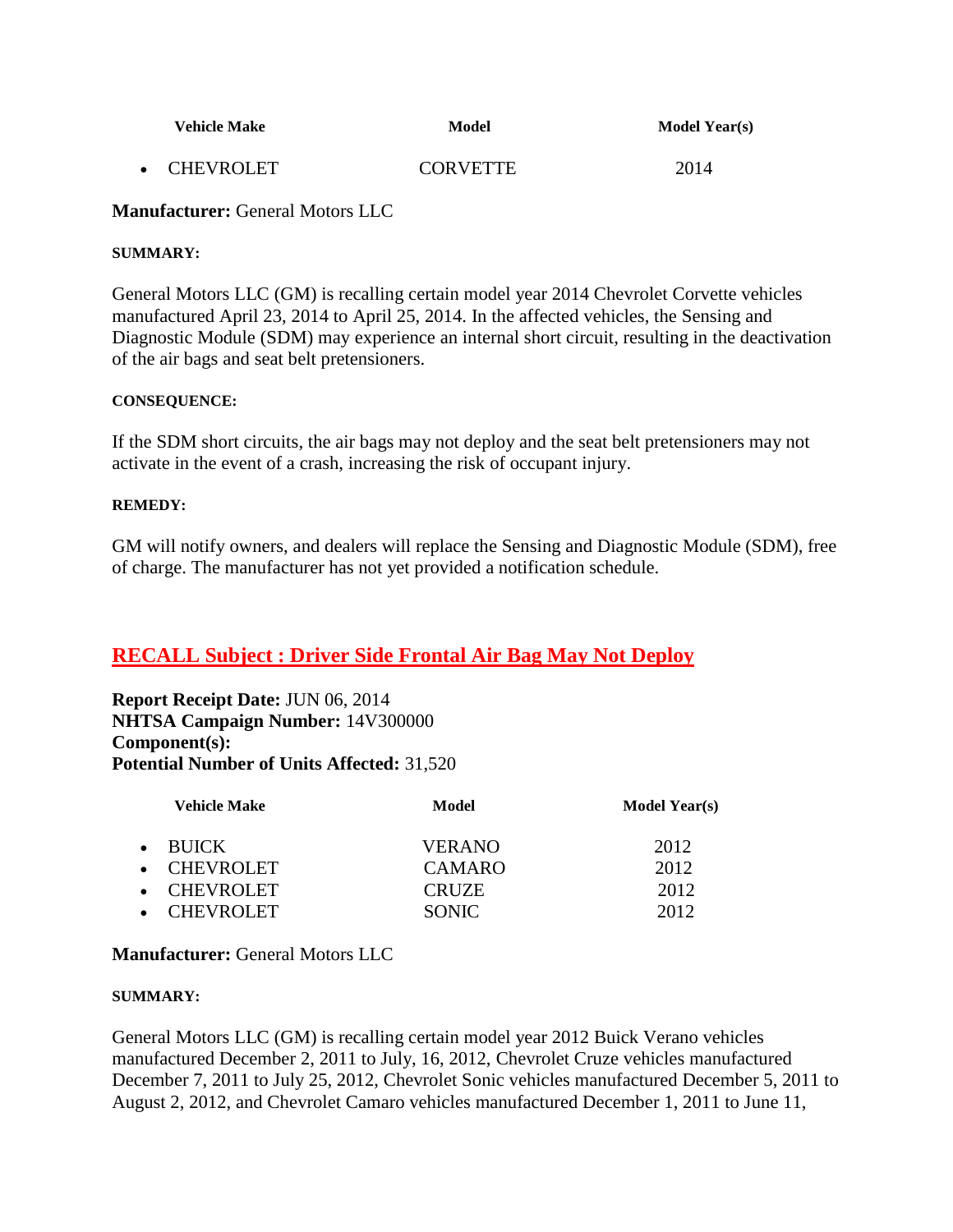| Vehicle Make | Model | Model Year(s) |
| --- | --- | --- |
| CHEVROLET | CORVETTE | 2014 |

**Manufacturer:** General Motors LLC

**SUMMARY:**

General Motors LLC (GM) is recalling certain model year 2014 Chevrolet Corvette vehicles manufactured April 23, 2014 to April 25, 2014. In the affected vehicles, the Sensing and Diagnostic Module (SDM) may experience an internal short circuit, resulting in the deactivation of the air bags and seat belt pretensioners.

**CONSEQUENCE:**

If the SDM short circuits, the air bags may not deploy and the seat belt pretensioners may not activate in the event of a crash, increasing the risk of occupant injury.

**REMEDY:**

GM will notify owners, and dealers will replace the Sensing and Diagnostic Module (SDM), free of charge. The manufacturer has not yet provided a notification schedule.

## RECALL Subject : Driver Side Frontal Air Bag May Not Deploy

**Report Receipt Date:** JUN 06, 2014
**NHTSA Campaign Number:** 14V300000
**Component(s):**
**Potential Number of Units Affected:** 31,520

| Vehicle Make | Model | Model Year(s) |
| --- | --- | --- |
| BUICK | VERANO | 2012 |
| CHEVROLET | CAMARO | 2012 |
| CHEVROLET | CRUZE | 2012 |
| CHEVROLET | SONIC | 2012 |

**Manufacturer:** General Motors LLC

**SUMMARY:**

General Motors LLC (GM) is recalling certain model year 2012 Buick Verano vehicles manufactured December 2, 2011 to July, 16, 2012, Chevrolet Cruze vehicles manufactured December 7, 2011 to July 25, 2012, Chevrolet Sonic vehicles manufactured December 5, 2011 to August 2, 2012, and Chevrolet Camaro vehicles manufactured December 1, 2011 to June 11,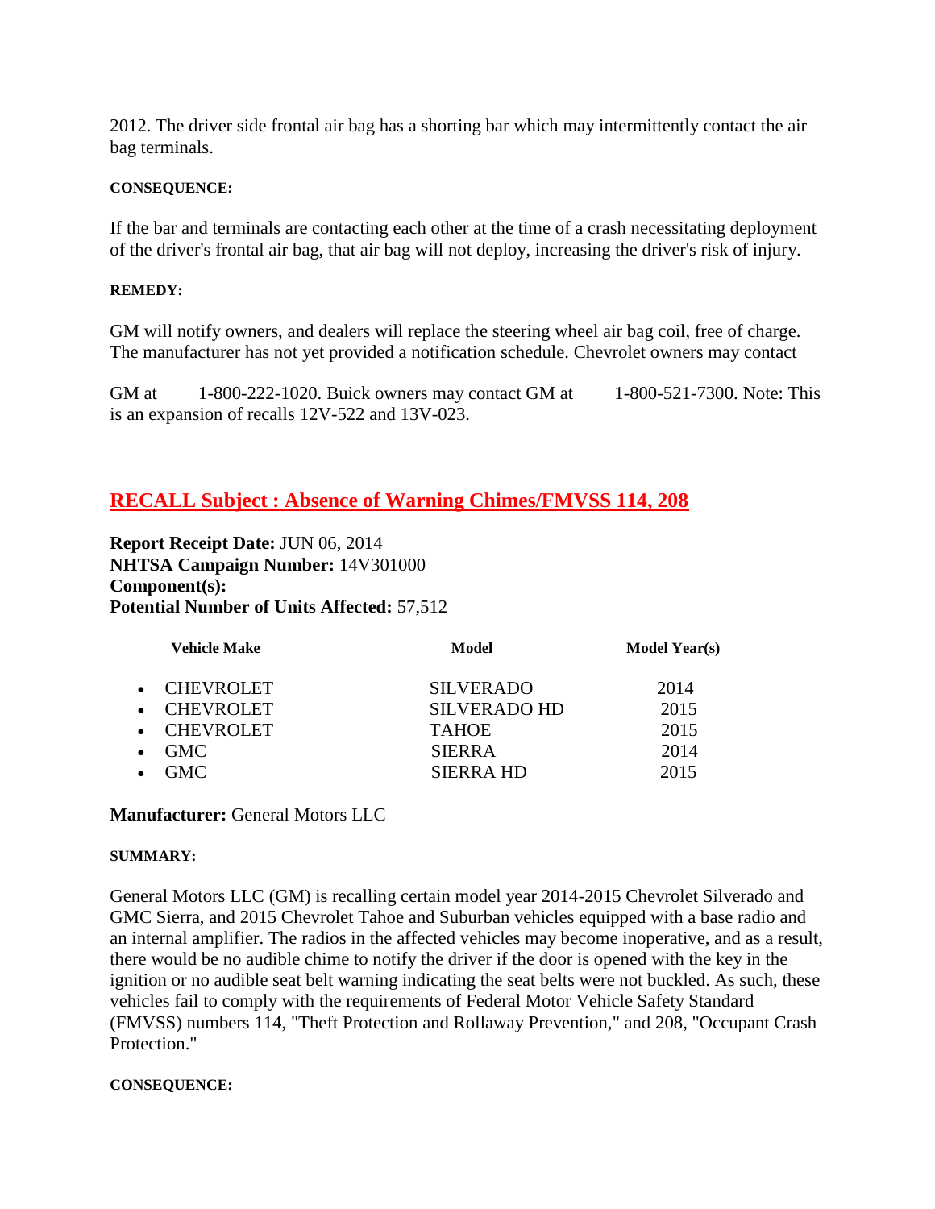2012. The driver side frontal air bag has a shorting bar which may intermittently contact the air bag terminals.

**CONSEQUENCE:**

If the bar and terminals are contacting each other at the time of a crash necessitating deployment of the driver's frontal air bag, that air bag will not deploy, increasing the driver's risk of injury.

**REMEDY:**

GM will notify owners, and dealers will replace the steering wheel air bag coil, free of charge. The manufacturer has not yet provided a notification schedule. Chevrolet owners may contact

GM at 1-800-222-1020. Buick owners may contact GM at 1-800-521-7300. Note: This is an expansion of recalls 12V-522 and 13V-023.

## RECALL Subject : Absence of Warning Chimes/FMVSS 114, 208

**Report Receipt Date:** JUN 06, 2014
**NHTSA Campaign Number:** 14V301000
**Component(s):**
**Potential Number of Units Affected:** 57,512

| Vehicle Make | Model | Model Year(s) |
|---|---|---|
| CHEVROLET | SILVERADO | 2014 |
| CHEVROLET | SILVERADO HD | 2015 |
| CHEVROLET | TAHOE | 2015 |
| GMC | SIERRA | 2014 |
| GMC | SIERRA HD | 2015 |

**Manufacturer:** General Motors LLC

**SUMMARY:**

General Motors LLC (GM) is recalling certain model year 2014-2015 Chevrolet Silverado and GMC Sierra, and 2015 Chevrolet Tahoe and Suburban vehicles equipped with a base radio and an internal amplifier. The radios in the affected vehicles may become inoperative, and as a result, there would be no audible chime to notify the driver if the door is opened with the key in the ignition or no audible seat belt warning indicating the seat belts were not buckled. As such, these vehicles fail to comply with the requirements of Federal Motor Vehicle Safety Standard (FMVSS) numbers 114, "Theft Protection and Rollaway Prevention," and 208, "Occupant Crash Protection."

**CONSEQUENCE:**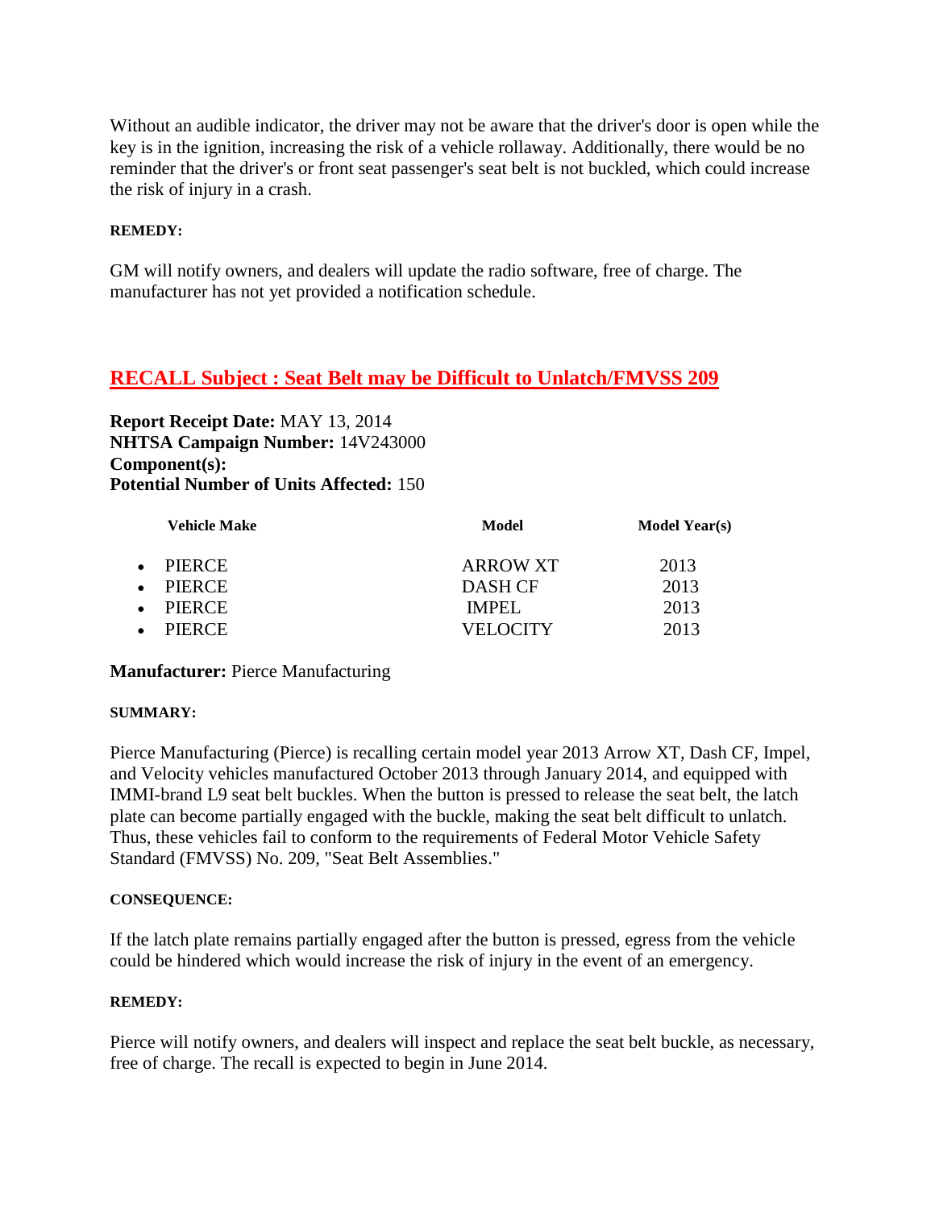Without an audible indicator, the driver may not be aware that the driver's door is open while the key is in the ignition, increasing the risk of a vehicle rollaway. Additionally, there would be no reminder that the driver's or front seat passenger's seat belt is not buckled, which could increase the risk of injury in a crash.

**REMEDY:**

GM will notify owners, and dealers will update the radio software, free of charge. The manufacturer has not yet provided a notification schedule.

## RECALL Subject : Seat Belt may be Difficult to Unlatch/FMVSS 209

**Report Receipt Date:** MAY 13, 2014
**NHTSA Campaign Number:** 14V243000
**Component(s):**
**Potential Number of Units Affected:** 150

| Vehicle Make | Model | Model Year(s) |
|---|---|---|
| • PIERCE | ARROW XT | 2013 |
| • PIERCE | DASH CF | 2013 |
| • PIERCE | IMPEL | 2013 |
| • PIERCE | VELOCITY | 2013 |

**Manufacturer:** Pierce Manufacturing

**SUMMARY:**

Pierce Manufacturing (Pierce) is recalling certain model year 2013 Arrow XT, Dash CF, Impel, and Velocity vehicles manufactured October 2013 through January 2014, and equipped with IMMI-brand L9 seat belt buckles. When the button is pressed to release the seat belt, the latch plate can become partially engaged with the buckle, making the seat belt difficult to unlatch. Thus, these vehicles fail to conform to the requirements of Federal Motor Vehicle Safety Standard (FMVSS) No. 209, "Seat Belt Assemblies."

**CONSEQUENCE:**

If the latch plate remains partially engaged after the button is pressed, egress from the vehicle could be hindered which would increase the risk of injury in the event of an emergency.

**REMEDY:**

Pierce will notify owners, and dealers will inspect and replace the seat belt buckle, as necessary, free of charge. The recall is expected to begin in June 2014.